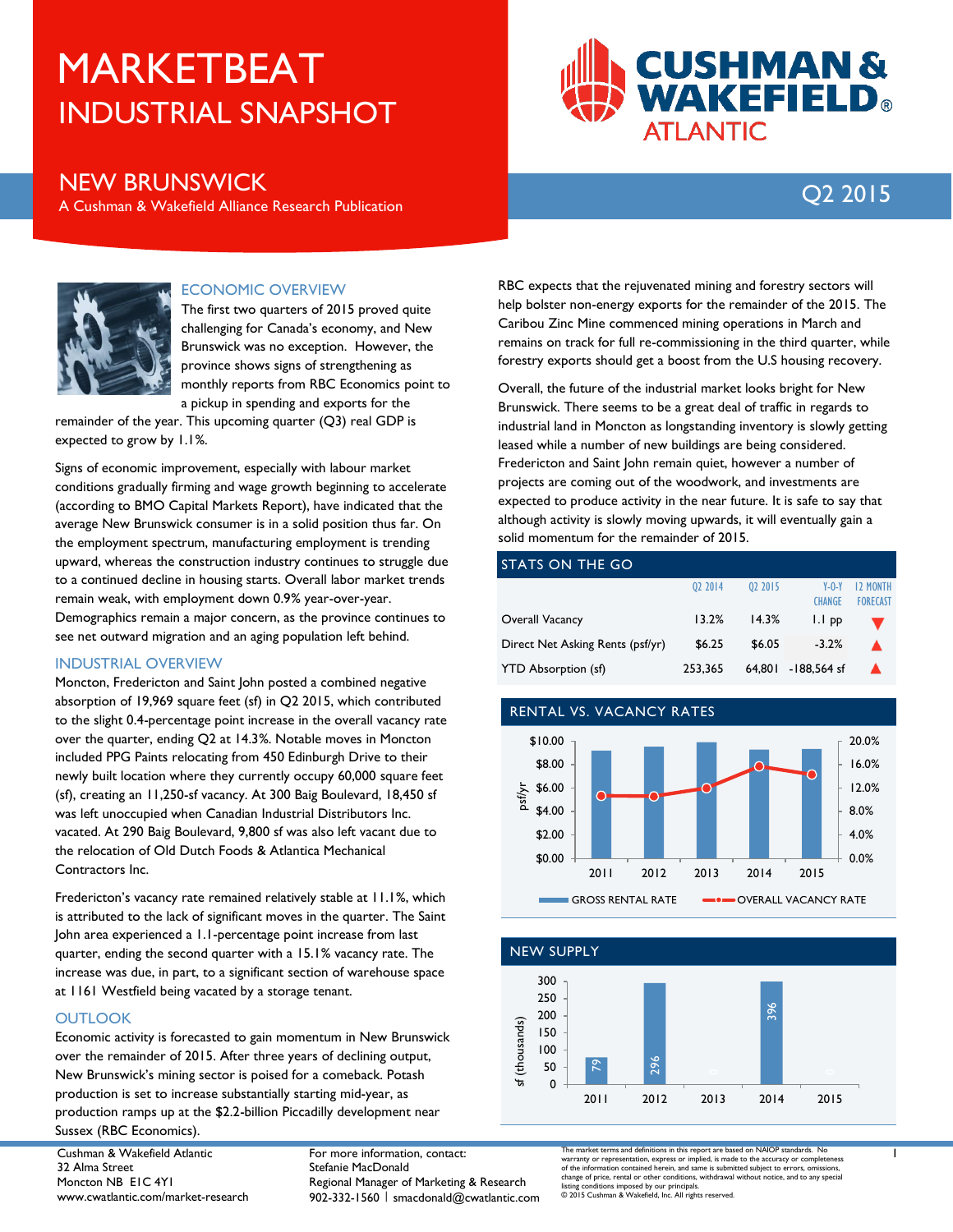# MARKETBEAT

## INDUSTRIAL SNAPSHOT

CUSHMAN & WAKEFIELD® ATLANTIC

## NEW BRUNSWICK

A Cushman & Wakefield Alliance Research Publication

Q2 2015

### ECONOMIC OVERVIEW

The first two quarters of 2015 proved quite challenging for Canada's economy, and New Brunswick was no exception. However, the province shows signs of strengthening as monthly reports from RBC Economics point to a pickup in spending and exports for the remainder of the year. This upcoming quarter (Q3) real GDP is expected to grow by 1.1%.

Signs of economic improvement, especially with labour market conditions gradually firming and wage growth beginning to accelerate (according to BMO Capital Markets Report), have indicated that the average New Brunswick consumer is in a solid position thus far. On the employment spectrum, manufacturing employment is trending upward, whereas the construction industry continues to struggle due to a continued decline in housing starts. Overall labor market trends remain weak, with employment down 0.9% year-over-year. Demographics remain a major concern, as the province continues to see net outward migration and an aging population left behind.

### INDUSTRIAL OVERVIEW

Moncton, Fredericton and Saint John posted a combined negative absorption of 19,969 square feet (sf) in Q2 2015, which contributed to the slight 0.4-percentage point increase in the overall vacancy rate over the quarter, ending Q2 at 14.3%. Notable moves in Moncton included PPG Paints relocating from 450 Edinburgh Drive to their newly built location where they currently occupy 60,000 square feet (sf), creating an 11,250-sf vacancy. At 300 Baig Boulevard, 18,450 sf was left unoccupied when Canadian Industrial Distributors Inc. vacated. At 290 Baig Boulevard, 9,800 sf was also left vacant due to the relocation of Old Dutch Foods & Atlantica Mechanical Contractors Inc.

Fredericton's vacancy rate remained relatively stable at 11.1%, which is attributed to the lack of significant moves in the quarter. The Saint John area experienced a 1.1-percentage point increase from last quarter, ending the second quarter with a 15.1% vacancy rate. The increase was due, in part, to a significant section of warehouse space at 1161 Westfield being vacated by a storage tenant.

### OUTLOOK

Economic activity is forecasted to gain momentum in New Brunswick over the remainder of 2015. After three years of declining output, New Brunswick's mining sector is poised for a comeback. Potash production is set to increase substantially starting mid-year, as production ramps up at the $2.2-billion Piccadilly development near Sussex (RBC Economics).

RBC expects that the rejuvenated mining and forestry sectors will help bolster non-energy exports for the remainder of the 2015. The Caribou Zinc Mine commenced mining operations in March and remains on track for full re-commissioning in the third quarter, while forestry exports should get a boost from the U.S housing recovery.

Overall, the future of the industrial market looks bright for New Brunswick. There seems to be a great deal of traffic in regards to industrial land in Moncton as longstanding inventory is slowly getting leased while a number of new buildings are being considered. Fredericton and Saint John remain quiet, however a number of projects are coming out of the woodwork, and investments are expected to produce activity in the near future. It is safe to say that although activity is slowly moving upwards, it will eventually gain a solid momentum for the remainder of 2015.

### STATS ON THE GO

| | Q2 2014 | Q2 2015 | Y-O-Y CHANGE | 12 MONTH FORECAST |
|---|---|---|---|---|
| Overall Vacancy | 13.2% | 14.3% | 1.1 pp | ▼ |
| Direct Net Asking Rents (psf/yr) | $6.25 | $6.05 | -3.2% | ▲ |
| YTD Absorption (sf) | 253,365 | 64,801 | -188,564 sf | ▲ |

### RENTAL VS. VACANCY RATES

| Year | Gross Rental Rate (psf/yr, approx.) | Overall Vacancy Rate (approx.) |
|---|---|---|
| 2011 | ~$9.10 | ~10.7% |
| 2012 | ~$9.50 | ~10.7% |
| 2013 | ~$9.90 | ~12.0% |
| 2014 | ~$9.20 | ~15.8% |
| 2015 | ~$9.20 | ~14.3% |

### NEW SUPPLY

| Year | sf (thousands) |
|---|---|
| 2011 | 79 |
| 2012 | 296 |
| 2013 | 0 |
| 2014 | 396 |
| 2015 | 0 |

Cushman & Wakefield Atlantic
32 Alma Street
Moncton NB E1C 4Y1
www.cwatlantic.com/market-research

For more information, contact:
Stefanie MacDonald
Regional Manager of Marketing & Research
902-332-1560 | smacdonald@cwatlantic.com

The market terms and definitions in this report are based on NAIOP standards. No warranty or representation, express or implied, is made to the accuracy or completeness of the information contained herein, and same is submitted subject to errors, omissions, change of price, rental or other conditions, withdrawal without notice, and to any special listing conditions imposed by our principals.
© 2015 Cushman & Wakefield, Inc. All rights reserved.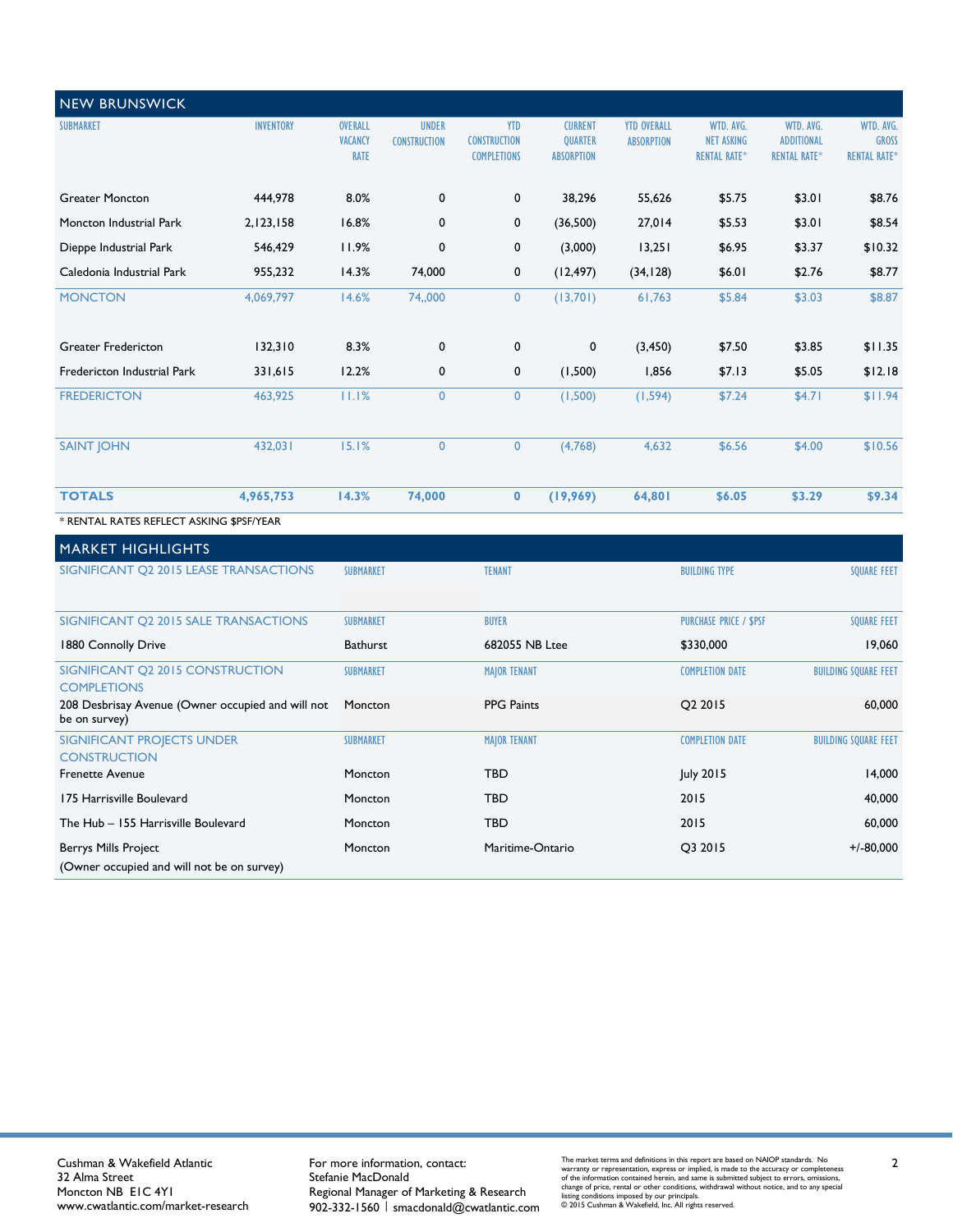## NEW BRUNSWICK

| SUBMARKET | INVENTORY | OVERALL VACANCY RATE | UNDER CONSTRUCTION | YTD CONSTRUCTION COMPLETIONS | CURRENT QUARTER ABSORPTION | YTD OVERALL ABSORPTION | WTD. AVG. NET ASKING RENTAL RATE* | WTD. AVG. ADDITIONAL RENTAL RATE* | WTD. AVG. GROSS RENTAL RATE* |
|---|---|---|---|---|---|---|---|---|---|
| Greater Moncton | 444,978 | 8.0% | 0 | 0 | 38,296 | 55,626 | $5.75 | $3.01 | $8.76 |
| Moncton Industrial Park | 2,123,158 | 16.8% | 0 | 0 | (36,500) | 27,014 | $5.53 | $3.01 | $8.54 |
| Dieppe Industrial Park | 546,429 | 11.9% | 0 | 0 | (3,000) | 13,251 | $6.95 | $3.37 | $10.32 |
| Caledonia Industrial Park | 955,232 | 14.3% | 74,000 | 0 | (12,497) | (34,128) | $6.01 | $2.76 | $8.77 |
| MONCTON | 4,069,797 | 14.6% | 74,,000 | 0 | (13,701) | 61,763 | $5.84 | $3.03 | $8.87 |
| Greater Fredericton | 132,310 | 8.3% | 0 | 0 | 0 | (3,450) | $7.50 | $3.85 | $11.35 |
| Fredericton Industrial Park | 331,615 | 12.2% | 0 | 0 | (1,500) | 1,856 | $7.13 | $5.05 | $12.18 |
| FREDERICTON | 463,925 | 11.1% | 0 | 0 | (1,500) | (1,594) | $7.24 | $4.71 | $11.94 |
| SAINT JOHN | 432,031 | 15.1% | 0 | 0 | (4,768) | 4,632 | $6.56 | $4.00 | $10.56 |
| **TOTALS** | **4,965,753** | **14.3%** | **74,000** | **0** | **(19,969)** | **64,801** | **$6.05** | **$3.29** | **$9.34** |

\* RENTAL RATES REFLECT ASKING $PSF/YEAR

## MARKET HIGHLIGHTS

| SIGNIFICANT Q2 2015 LEASE TRANSACTIONS | SUBMARKET | TENANT | BUILDING TYPE | SQUARE FEET |
|---|---|---|---|---|
| | | | | |

| SIGNIFICANT Q2 2015 SALE TRANSACTIONS | SUBMARKET | BUYER | PURCHASE PRICE / $PSF | SQUARE FEET |
|---|---|---|---|---|
| 1880 Connolly Drive | Bathurst | 682055 NB Ltee | $330,000 | 19,060 |

| SIGNIFICANT Q2 2015 CONSTRUCTION COMPLETIONS | SUBMARKET | MAJOR TENANT | COMPLETION DATE | BUILDING SQUARE FEET |
|---|---|---|---|---|
| 208 Desbrisay Avenue (Owner occupied and will not be on survey) | Moncton | PPG Paints | Q2 2015 | 60,000 |

| SIGNIFICANT PROJECTS UNDER CONSTRUCTION | SUBMARKET | MAJOR TENANT | COMPLETION DATE | BUILDING SQUARE FEET |
|---|---|---|---|---|
| Frenette Avenue | Moncton | TBD | July 2015 | 14,000 |
| 175 Harrisville Boulevard | Moncton | TBD | 2015 | 40,000 |
| The Hub – 155 Harrisville Boulevard | Moncton | TBD | 2015 | 60,000 |
| Berrys Mills Project (Owner occupied and will not be on survey) | Moncton | Maritime-Ontario | Q3 2015 | +/-80,000 |

Cushman & Wakefield Atlantic
32 Alma Street
Moncton NB E1C 4Y1
www.cwatlantic.com/market-research

For more information, contact:
Stefanie MacDonald
Regional Manager of Marketing & Research
902-332-1560 | smacdonald@cwatlantic.com

The market terms and definitions in this report are based on NAIOP standards. No warranty or representation, express or implied, is made to the accuracy or completeness of the information contained herein, and same is submitted subject to errors, omissions, change of price, rental or other conditions, withdrawal without notice, and to any special listing conditions imposed by our principals.
© 2015 Cushman & Wakefield, Inc. All rights reserved.